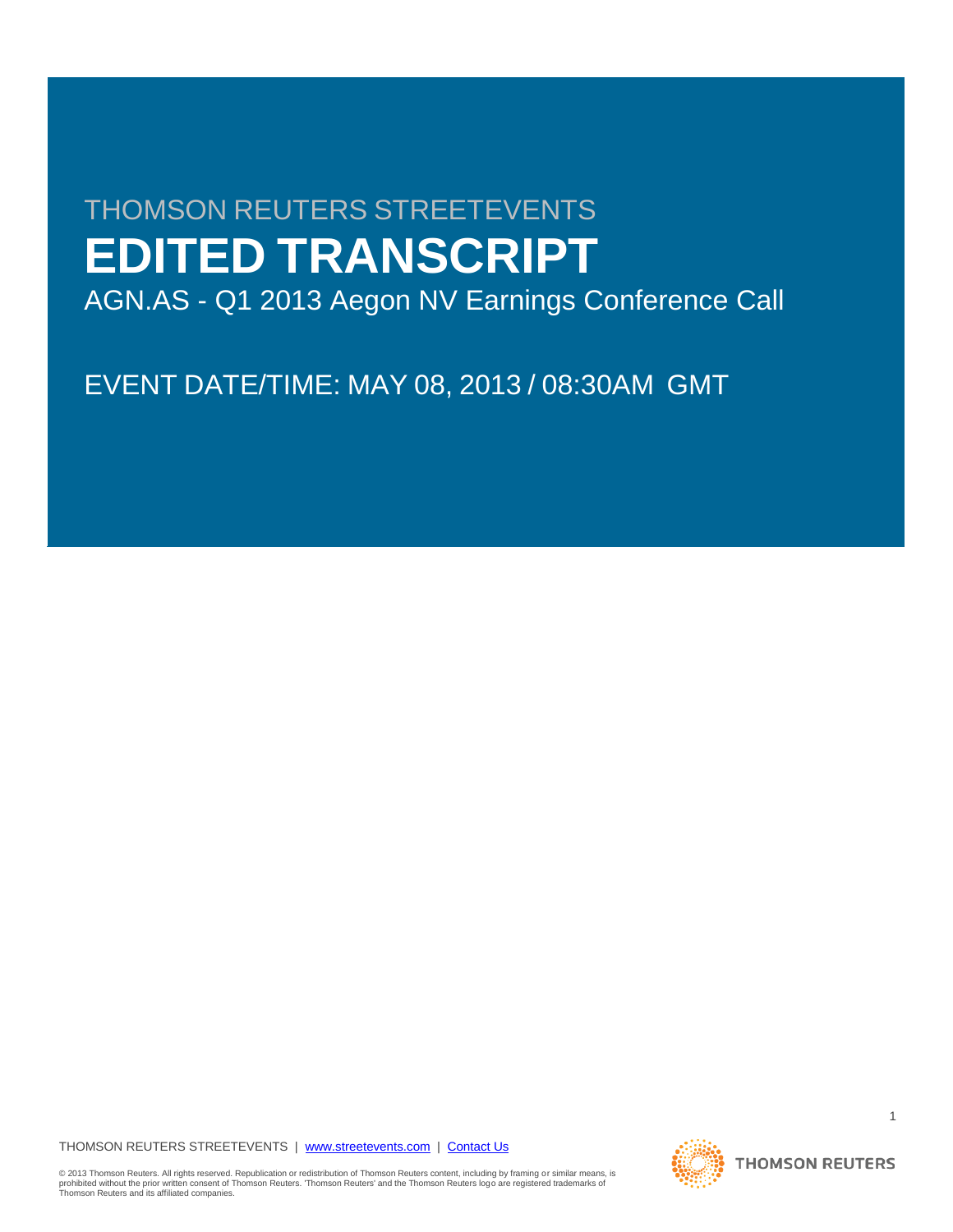THOMSON REUTERS STREETEVENTS

# EDITED TRANSCRIPT

AGN.AS - Q1 2013 Aegon NV Earnings Conference Call

EVENT DATE/TIME: MAY 08, 2013 / 08:30AM GMT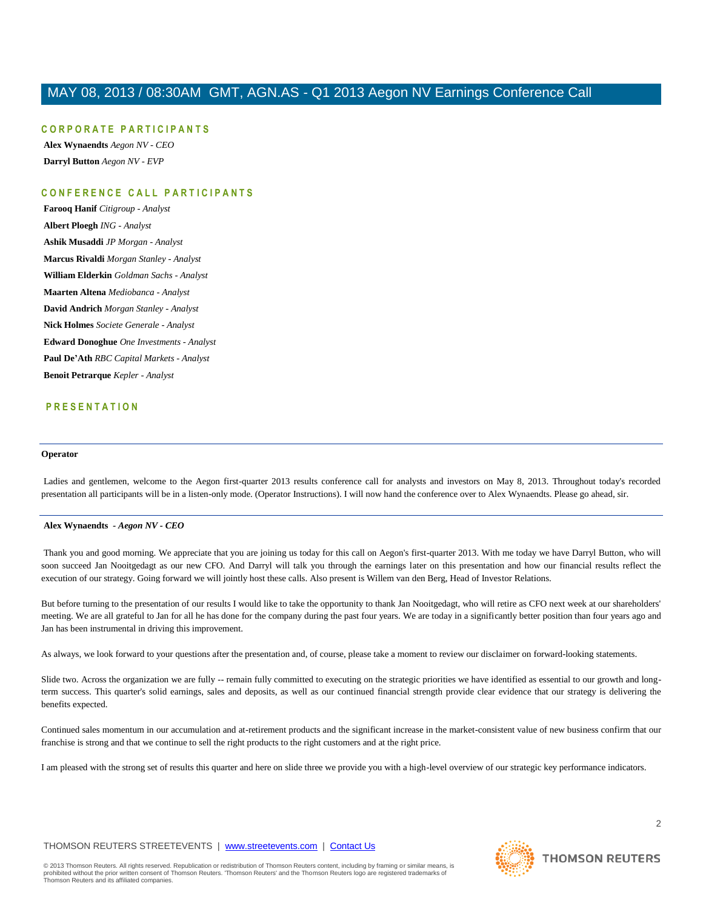# MAY 08, 2013 / 08:30AM GMT, AGN.AS - Q1 2013 Aegon NV Earnings Conference Call

## CORPORATE PARTICIPANTS

**Alex Wynaendts** *Aegon NV - CEO*

**Darryl Button** *Aegon NV - EVP*

## CONFERENCE CALL PARTICIPANTS

**Farooq Hanif** *Citigroup - Analyst*

**Albert Ploegh** *ING - Analyst*

**Ashik Musaddi** *JP Morgan - Analyst*

**Marcus Rivaldi** *Morgan Stanley - Analyst*

**William Elderkin** *Goldman Sachs - Analyst*

**Maarten Altena** *Mediobanca - Analyst*

**David Andrich** *Morgan Stanley - Analyst*

**Nick Holmes** *Societe Generale - Analyst*

**Edward Donoghue** *One Investments - Analyst*

**Paul De'Ath** *RBC Capital Markets - Analyst*

**Benoit Petrarque** *Kepler - Analyst*

## PRESENTATION

---

**Operator**

Ladies and gentlemen, welcome to the Aegon first-quarter 2013 results conference call for analysts and investors on May 8, 2013. Throughout today's recorded presentation all participants will be in a listen-only mode. (Operator Instructions). I will now hand the conference over to Alex Wynaendts. Please go ahead, sir.

---

**Alex Wynaendts** *- Aegon NV - CEO*

Thank you and good morning. We appreciate that you are joining us today for this call on Aegon's first-quarter 2013. With me today we have Darryl Button, who will soon succeed Jan Nooitgedagt as our new CFO. And Darryl will talk you through the earnings later on this presentation and how our financial results reflect the execution of our strategy. Going forward we will jointly host these calls. Also present is Willem van den Berg, Head of Investor Relations.

But before turning to the presentation of our results I would like to take the opportunity to thank Jan Nooitgedagt, who will retire as CFO next week at our shareholders' meeting. We are all grateful to Jan for all he has done for the company during the past four years. We are today in a significantly better position than four years ago and Jan has been instrumental in driving this improvement.

As always, we look forward to your questions after the presentation and, of course, please take a moment to review our disclaimer on forward-looking statements.

Slide two. Across the organization we are fully -- remain fully committed to executing on the strategic priorities we have identified as essential to our growth and long-term success. This quarter's solid earnings, sales and deposits, as well as our continued financial strength provide clear evidence that our strategy is delivering the benefits expected.

Continued sales momentum in our accumulation and at-retirement products and the significant increase in the market-consistent value of new business confirm that our franchise is strong and that we continue to sell the right products to the right customers and at the right price.

I am pleased with the strong set of results this quarter and here on slide three we provide you with a high-level overview of our strategic key performance indicators.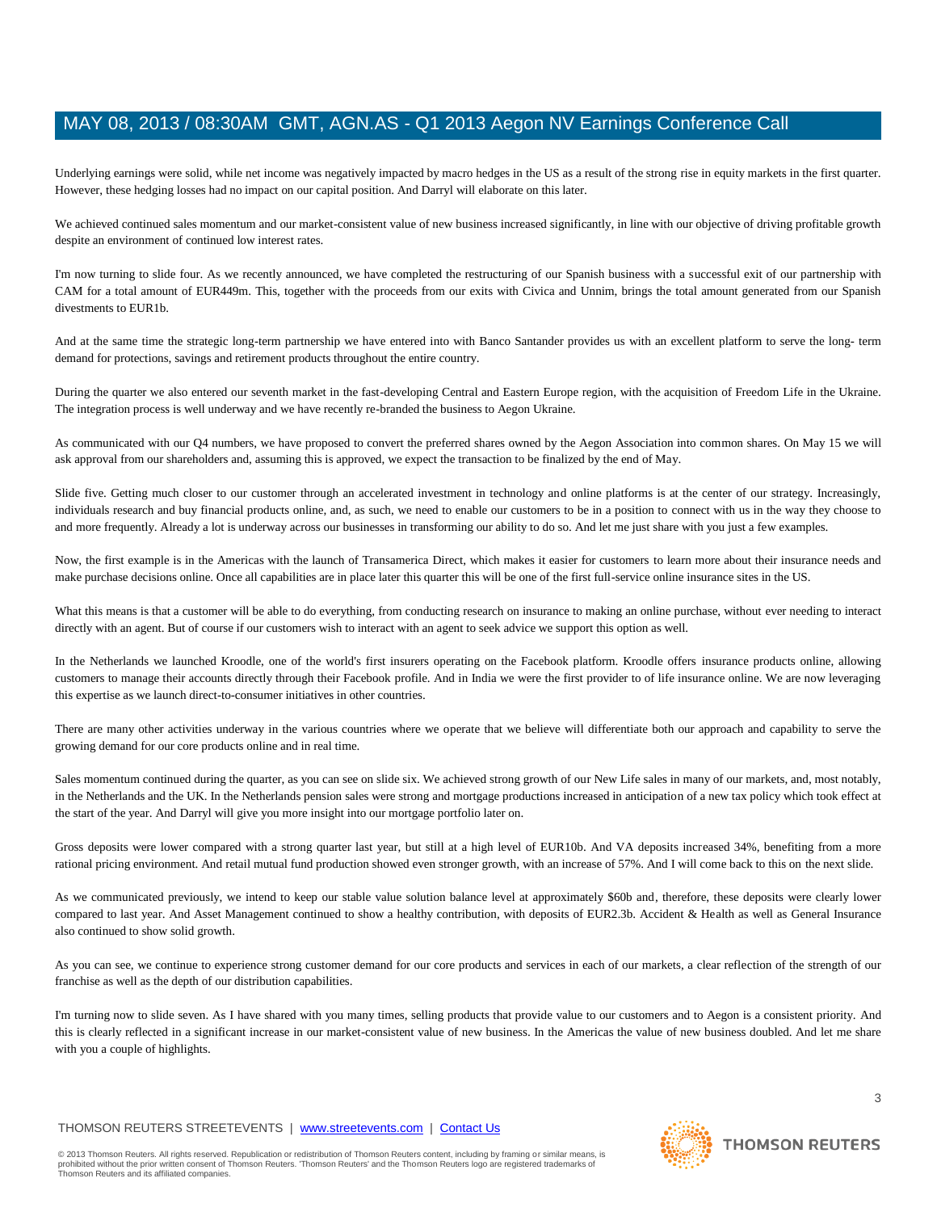Underlying earnings were solid, while net income was negatively impacted by macro hedges in the US as a result of the strong rise in equity markets in the first quarter. However, these hedging losses had no impact on our capital position. And Darryl will elaborate on this later.

We achieved continued sales momentum and our market-consistent value of new business increased significantly, in line with our objective of driving profitable growth despite an environment of continued low interest rates.

I'm now turning to slide four. As we recently announced, we have completed the restructuring of our Spanish business with a successful exit of our partnership with CAM for a total amount of EUR449m. This, together with the proceeds from our exits with Civica and Unnim, brings the total amount generated from our Spanish divestments to EUR1b.

And at the same time the strategic long-term partnership we have entered into with Banco Santander provides us with an excellent platform to serve the long- term demand for protections, savings and retirement products throughout the entire country.

During the quarter we also entered our seventh market in the fast-developing Central and Eastern Europe region, with the acquisition of Freedom Life in the Ukraine. The integration process is well underway and we have recently re-branded the business to Aegon Ukraine.

As communicated with our Q4 numbers, we have proposed to convert the preferred shares owned by the Aegon Association into common shares. On May 15 we will ask approval from our shareholders and, assuming this is approved, we expect the transaction to be finalized by the end of May.

Slide five. Getting much closer to our customer through an accelerated investment in technology and online platforms is at the center of our strategy. Increasingly, individuals research and buy financial products online, and, as such, we need to enable our customers to be in a position to connect with us in the way they choose to and more frequently. Already a lot is underway across our businesses in transforming our ability to do so. And let me just share with you just a few examples.

Now, the first example is in the Americas with the launch of Transamerica Direct, which makes it easier for customers to learn more about their insurance needs and make purchase decisions online. Once all capabilities are in place later this quarter this will be one of the first full-service online insurance sites in the US.

What this means is that a customer will be able to do everything, from conducting research on insurance to making an online purchase, without ever needing to interact directly with an agent. But of course if our customers wish to interact with an agent to seek advice we support this option as well.

In the Netherlands we launched Kroodle, one of the world's first insurers operating on the Facebook platform. Kroodle offers insurance products online, allowing customers to manage their accounts directly through their Facebook profile. And in India we were the first provider to of life insurance online. We are now leveraging this expertise as we launch direct-to-consumer initiatives in other countries.

There are many other activities underway in the various countries where we operate that we believe will differentiate both our approach and capability to serve the growing demand for our core products online and in real time.

Sales momentum continued during the quarter, as you can see on slide six. We achieved strong growth of our New Life sales in many of our markets, and, most notably, in the Netherlands and the UK. In the Netherlands pension sales were strong and mortgage productions increased in anticipation of a new tax policy which took effect at the start of the year. And Darryl will give you more insight into our mortgage portfolio later on.

Gross deposits were lower compared with a strong quarter last year, but still at a high level of EUR10b. And VA deposits increased 34%, benefiting from a more rational pricing environment. And retail mutual fund production showed even stronger growth, with an increase of 57%. And I will come back to this on the next slide.

As we communicated previously, we intend to keep our stable value solution balance level at approximately $60b and, therefore, these deposits were clearly lower compared to last year. And Asset Management continued to show a healthy contribution, with deposits of EUR2.3b. Accident & Health as well as General Insurance also continued to show solid growth.

As you can see, we continue to experience strong customer demand for our core products and services in each of our markets, a clear reflection of the strength of our franchise as well as the depth of our distribution capabilities.

I'm turning now to slide seven. As I have shared with you many times, selling products that provide value to our customers and to Aegon is a consistent priority. And this is clearly reflected in a significant increase in our market-consistent value of new business. In the Americas the value of new business doubled. And let me share with you a couple of highlights.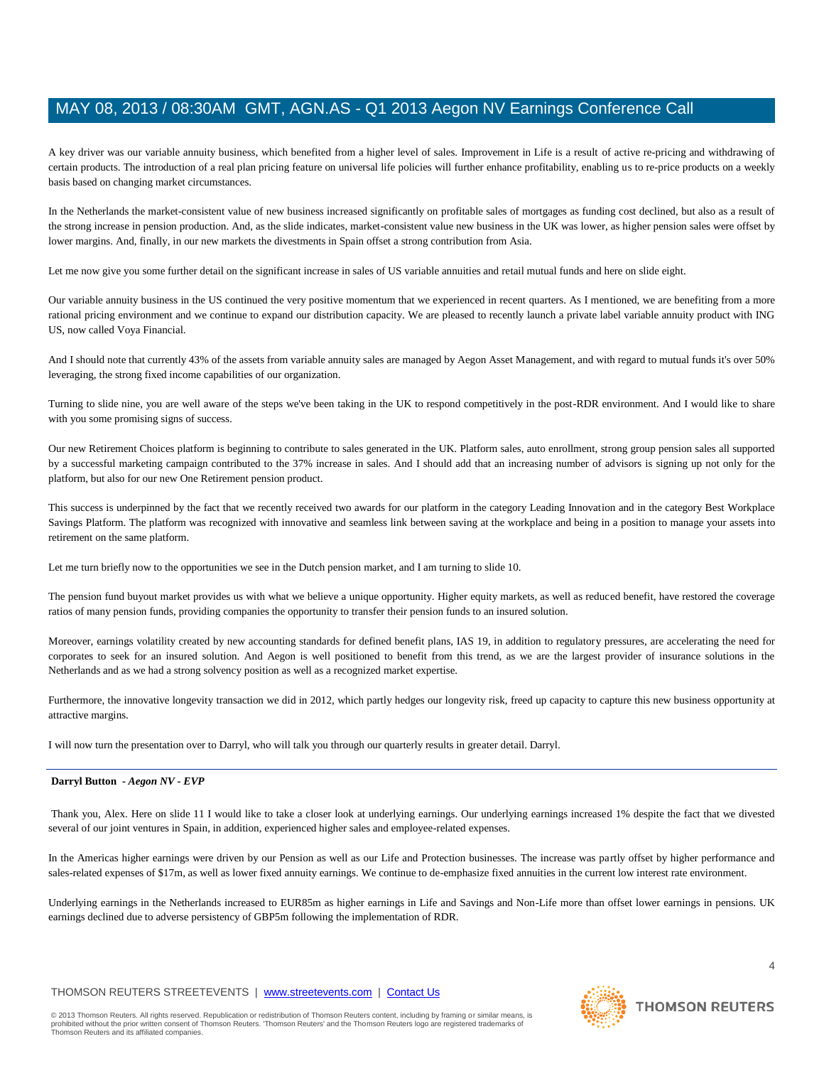A key driver was our variable annuity business, which benefited from a higher level of sales. Improvement in Life is a result of active re-pricing and withdrawing of certain products. The introduction of a real plan pricing feature on universal life policies will further enhance profitability, enabling us to re-price products on a weekly basis based on changing market circumstances.

In the Netherlands the market-consistent value of new business increased significantly on profitable sales of mortgages as funding cost declined, but also as a result of the strong increase in pension production. And, as the slide indicates, market-consistent value new business in the UK was lower, as higher pension sales were offset by lower margins. And, finally, in our new markets the divestments in Spain offset a strong contribution from Asia.

Let me now give you some further detail on the significant increase in sales of US variable annuities and retail mutual funds and here on slide eight.

Our variable annuity business in the US continued the very positive momentum that we experienced in recent quarters. As I mentioned, we are benefiting from a more rational pricing environment and we continue to expand our distribution capacity. We are pleased to recently launch a private label variable annuity product with ING US, now called Voya Financial.

And I should note that currently 43% of the assets from variable annuity sales are managed by Aegon Asset Management, and with regard to mutual funds it's over 50% leveraging, the strong fixed income capabilities of our organization.

Turning to slide nine, you are well aware of the steps we've been taking in the UK to respond competitively in the post-RDR environment. And I would like to share with you some promising signs of success.

Our new Retirement Choices platform is beginning to contribute to sales generated in the UK. Platform sales, auto enrollment, strong group pension sales all supported by a successful marketing campaign contributed to the 37% increase in sales. And I should add that an increasing number of advisors is signing up not only for the platform, but also for our new One Retirement pension product.

This success is underpinned by the fact that we recently received two awards for our platform in the category Leading Innovation and in the category Best Workplace Savings Platform. The platform was recognized with innovative and seamless link between saving at the workplace and being in a position to manage your assets into retirement on the same platform.

Let me turn briefly now to the opportunities we see in the Dutch pension market, and I am turning to slide 10.

The pension fund buyout market provides us with what we believe a unique opportunity. Higher equity markets, as well as reduced benefit, have restored the coverage ratios of many pension funds, providing companies the opportunity to transfer their pension funds to an insured solution.

Moreover, earnings volatility created by new accounting standards for defined benefit plans, IAS 19, in addition to regulatory pressures, are accelerating the need for corporates to seek for an insured solution. And Aegon is well positioned to benefit from this trend, as we are the largest provider of insurance solutions in the Netherlands and as we had a strong solvency position as well as a recognized market expertise.

Furthermore, the innovative longevity transaction we did in 2012, which partly hedges our longevity risk, freed up capacity to capture this new business opportunity at attractive margins.

I will now turn the presentation over to Darryl, who will talk you through our quarterly results in greater detail. Darryl.

---

**Darryl Button** *- Aegon NV - EVP*

Thank you, Alex. Here on slide 11 I would like to take a closer look at underlying earnings. Our underlying earnings increased 1% despite the fact that we divested several of our joint ventures in Spain, in addition, experienced higher sales and employee-related expenses.

In the Americas higher earnings were driven by our Pension as well as our Life and Protection businesses. The increase was partly offset by higher performance and sales-related expenses of $17m, as well as lower fixed annuity earnings. We continue to de-emphasize fixed annuities in the current low interest rate environment.

Underlying earnings in the Netherlands increased to EUR85m as higher earnings in Life and Savings and Non-Life more than offset lower earnings in pensions. UK earnings declined due to adverse persistency of GBP5m following the implementation of RDR.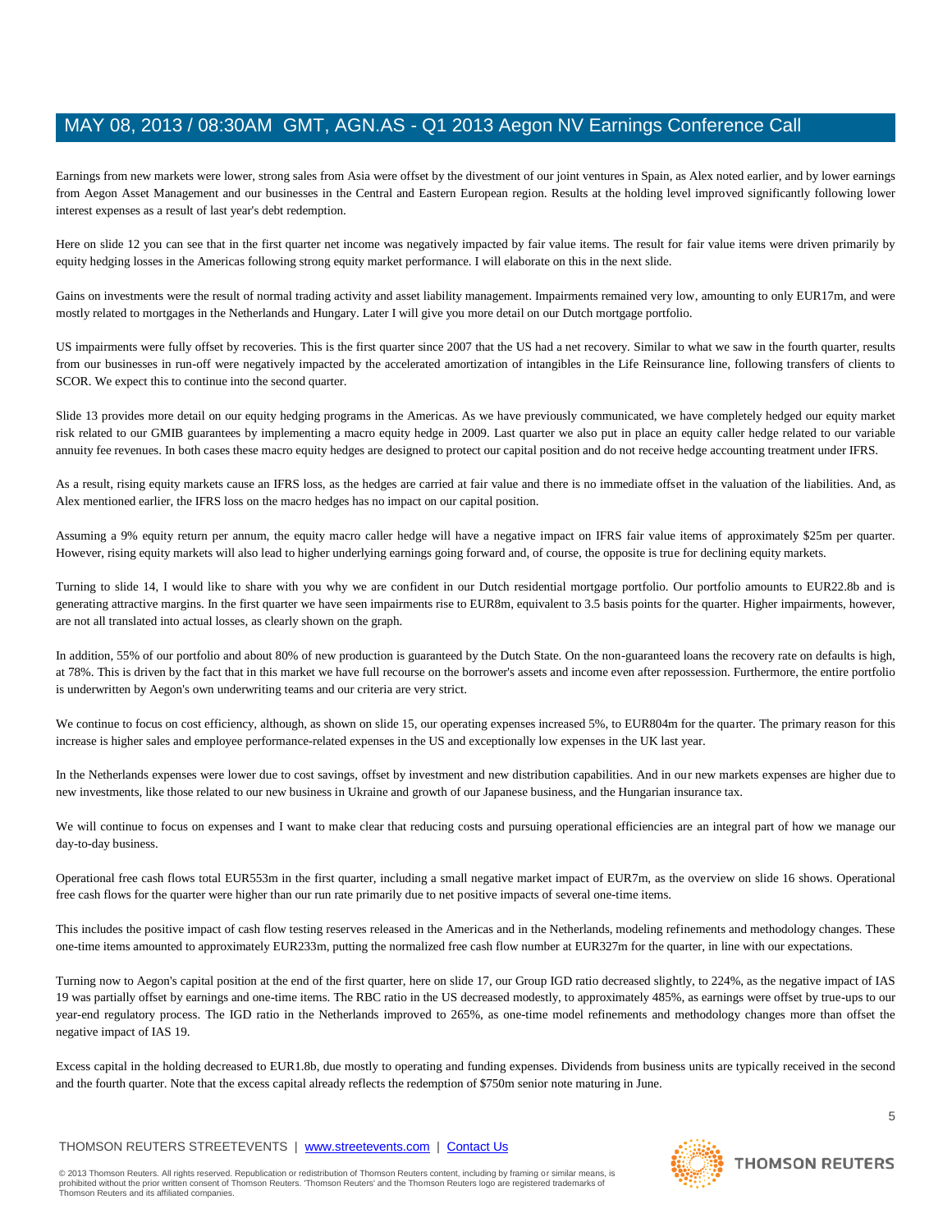Earnings from new markets were lower, strong sales from Asia were offset by the divestment of our joint ventures in Spain, as Alex noted earlier, and by lower earnings from Aegon Asset Management and our businesses in the Central and Eastern European region. Results at the holding level improved significantly following lower interest expenses as a result of last year's debt redemption.

Here on slide 12 you can see that in the first quarter net income was negatively impacted by fair value items. The result for fair value items were driven primarily by equity hedging losses in the Americas following strong equity market performance. I will elaborate on this in the next slide.

Gains on investments were the result of normal trading activity and asset liability management. Impairments remained very low, amounting to only EUR17m, and were mostly related to mortgages in the Netherlands and Hungary. Later I will give you more detail on our Dutch mortgage portfolio.

US impairments were fully offset by recoveries. This is the first quarter since 2007 that the US had a net recovery. Similar to what we saw in the fourth quarter, results from our businesses in run-off were negatively impacted by the accelerated amortization of intangibles in the Life Reinsurance line, following transfers of clients to SCOR. We expect this to continue into the second quarter.

Slide 13 provides more detail on our equity hedging programs in the Americas. As we have previously communicated, we have completely hedged our equity market risk related to our GMIB guarantees by implementing a macro equity hedge in 2009. Last quarter we also put in place an equity caller hedge related to our variable annuity fee revenues. In both cases these macro equity hedges are designed to protect our capital position and do not receive hedge accounting treatment under IFRS.

As a result, rising equity markets cause an IFRS loss, as the hedges are carried at fair value and there is no immediate offset in the valuation of the liabilities. And, as Alex mentioned earlier, the IFRS loss on the macro hedges has no impact on our capital position.

Assuming a 9% equity return per annum, the equity macro caller hedge will have a negative impact on IFRS fair value items of approximately $25m per quarter. However, rising equity markets will also lead to higher underlying earnings going forward and, of course, the opposite is true for declining equity markets.

Turning to slide 14, I would like to share with you why we are confident in our Dutch residential mortgage portfolio. Our portfolio amounts to EUR22.8b and is generating attractive margins. In the first quarter we have seen impairments rise to EUR8m, equivalent to 3.5 basis points for the quarter. Higher impairments, however, are not all translated into actual losses, as clearly shown on the graph.

In addition, 55% of our portfolio and about 80% of new production is guaranteed by the Dutch State. On the non-guaranteed loans the recovery rate on defaults is high, at 78%. This is driven by the fact that in this market we have full recourse on the borrower's assets and income even after repossession. Furthermore, the entire portfolio is underwritten by Aegon's own underwriting teams and our criteria are very strict.

We continue to focus on cost efficiency, although, as shown on slide 15, our operating expenses increased 5%, to EUR804m for the quarter. The primary reason for this increase is higher sales and employee performance-related expenses in the US and exceptionally low expenses in the UK last year.

In the Netherlands expenses were lower due to cost savings, offset by investment and new distribution capabilities. And in our new markets expenses are higher due to new investments, like those related to our new business in Ukraine and growth of our Japanese business, and the Hungarian insurance tax.

We will continue to focus on expenses and I want to make clear that reducing costs and pursuing operational efficiencies are an integral part of how we manage our day-to-day business.

Operational free cash flows total EUR553m in the first quarter, including a small negative market impact of EUR7m, as the overview on slide 16 shows. Operational free cash flows for the quarter were higher than our run rate primarily due to net positive impacts of several one-time items.

This includes the positive impact of cash flow testing reserves released in the Americas and in the Netherlands, modeling refinements and methodology changes. These one-time items amounted to approximately EUR233m, putting the normalized free cash flow number at EUR327m for the quarter, in line with our expectations.

Turning now to Aegon's capital position at the end of the first quarter, here on slide 17, our Group IGD ratio decreased slightly, to 224%, as the negative impact of IAS 19 was partially offset by earnings and one-time items. The RBC ratio in the US decreased modestly, to approximately 485%, as earnings were offset by true-ups to our year-end regulatory process. The IGD ratio in the Netherlands improved to 265%, as one-time model refinements and methodology changes more than offset the negative impact of IAS 19.

Excess capital in the holding decreased to EUR1.8b, due mostly to operating and funding expenses. Dividends from business units are typically received in the second and the fourth quarter. Note that the excess capital already reflects the redemption of $750m senior note maturing in June.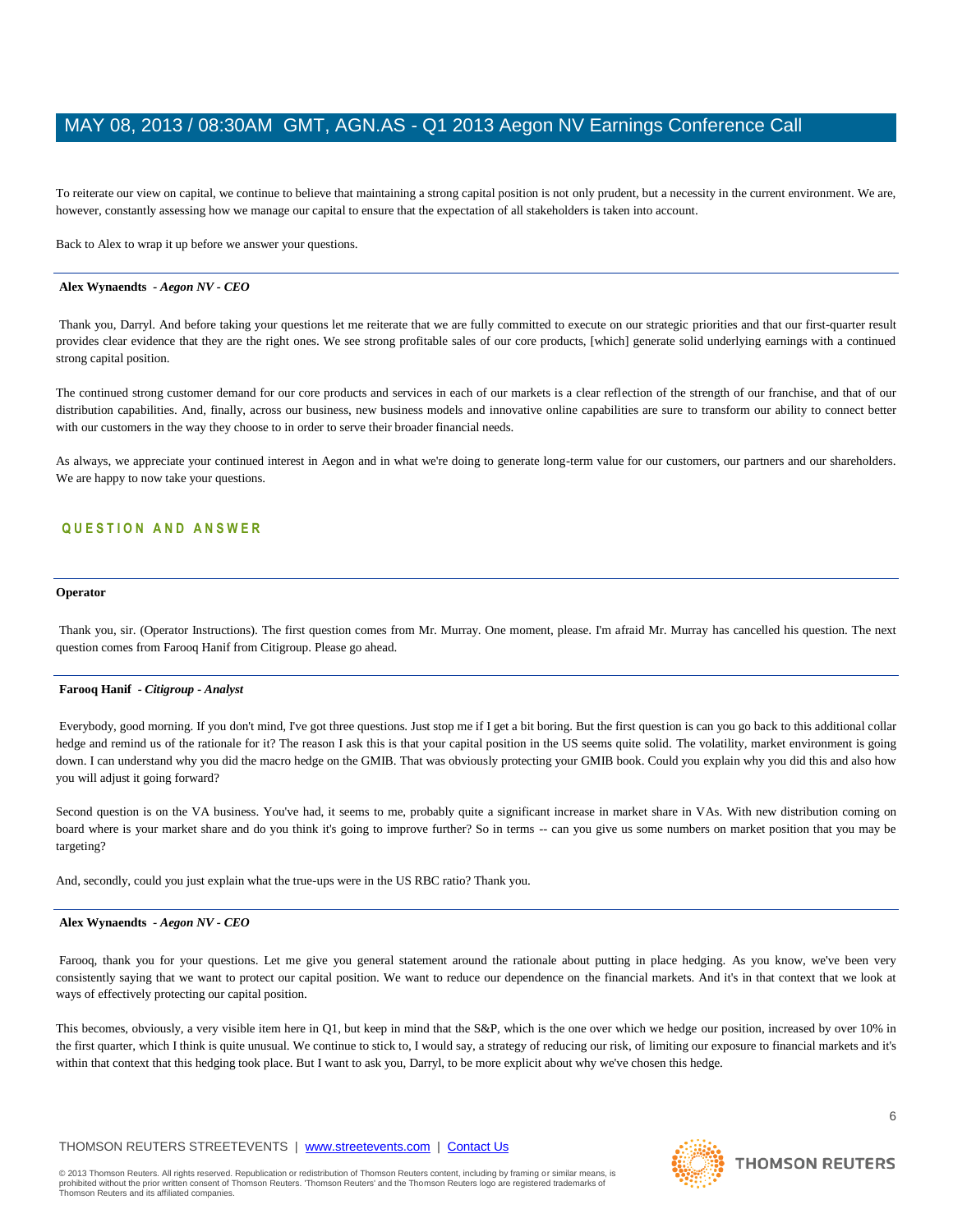To reiterate our view on capital, we continue to believe that maintaining a strong capital position is not only prudent, but a necessity in the current environment. We are, however, constantly assessing how we manage our capital to ensure that the expectation of all stakeholders is taken into account.

Back to Alex to wrap it up before we answer your questions.

---

**Alex Wynaendts** *- Aegon NV - CEO*

Thank you, Darryl. And before taking your questions let me reiterate that we are fully committed to execute on our strategic priorities and that our first-quarter result provides clear evidence that they are the right ones. We see strong profitable sales of our core products, [which] generate solid underlying earnings with a continued strong capital position.

The continued strong customer demand for our core products and services in each of our markets is a clear reflection of the strength of our franchise, and that of our distribution capabilities. And, finally, across our business, new business models and innovative online capabilities are sure to transform our ability to connect better with our customers in the way they choose to in order to serve their broader financial needs.

As always, we appreciate your continued interest in Aegon and in what we're doing to generate long-term value for our customers, our partners and our shareholders. We are happy to now take your questions.

## QUESTION AND ANSWER

---

**Operator**

Thank you, sir. (Operator Instructions). The first question comes from Mr. Murray. One moment, please. I'm afraid Mr. Murray has cancelled his question. The next question comes from Farooq Hanif from Citigroup. Please go ahead.

---

**Farooq Hanif** *- Citigroup - Analyst*

Everybody, good morning. If you don't mind, I've got three questions. Just stop me if I get a bit boring. But the first question is can you go back to this additional collar hedge and remind us of the rationale for it? The reason I ask this is that your capital position in the US seems quite solid. The volatility, market environment is going down. I can understand why you did the macro hedge on the GMIB. That was obviously protecting your GMIB book. Could you explain why you did this and also how you will adjust it going forward?

Second question is on the VA business. You've had, it seems to me, probably quite a significant increase in market share in VAs. With new distribution coming on board where is your market share and do you think it's going to improve further? So in terms -- can you give us some numbers on market position that you may be targeting?

And, secondly, could you just explain what the true-ups were in the US RBC ratio? Thank you.

---

**Alex Wynaendts** *- Aegon NV - CEO*

Farooq, thank you for your questions. Let me give you general statement around the rationale about putting in place hedging. As you know, we've been very consistently saying that we want to protect our capital position. We want to reduce our dependence on the financial markets. And it's in that context that we look at ways of effectively protecting our capital position.

This becomes, obviously, a very visible item here in Q1, but keep in mind that the S&P, which is the one over which we hedge our position, increased by over 10% in the first quarter, which I think is quite unusual. We continue to stick to, I would say, a strategy of reducing our risk, of limiting our exposure to financial markets and it's within that context that this hedging took place. But I want to ask you, Darryl, to be more explicit about why we've chosen this hedge.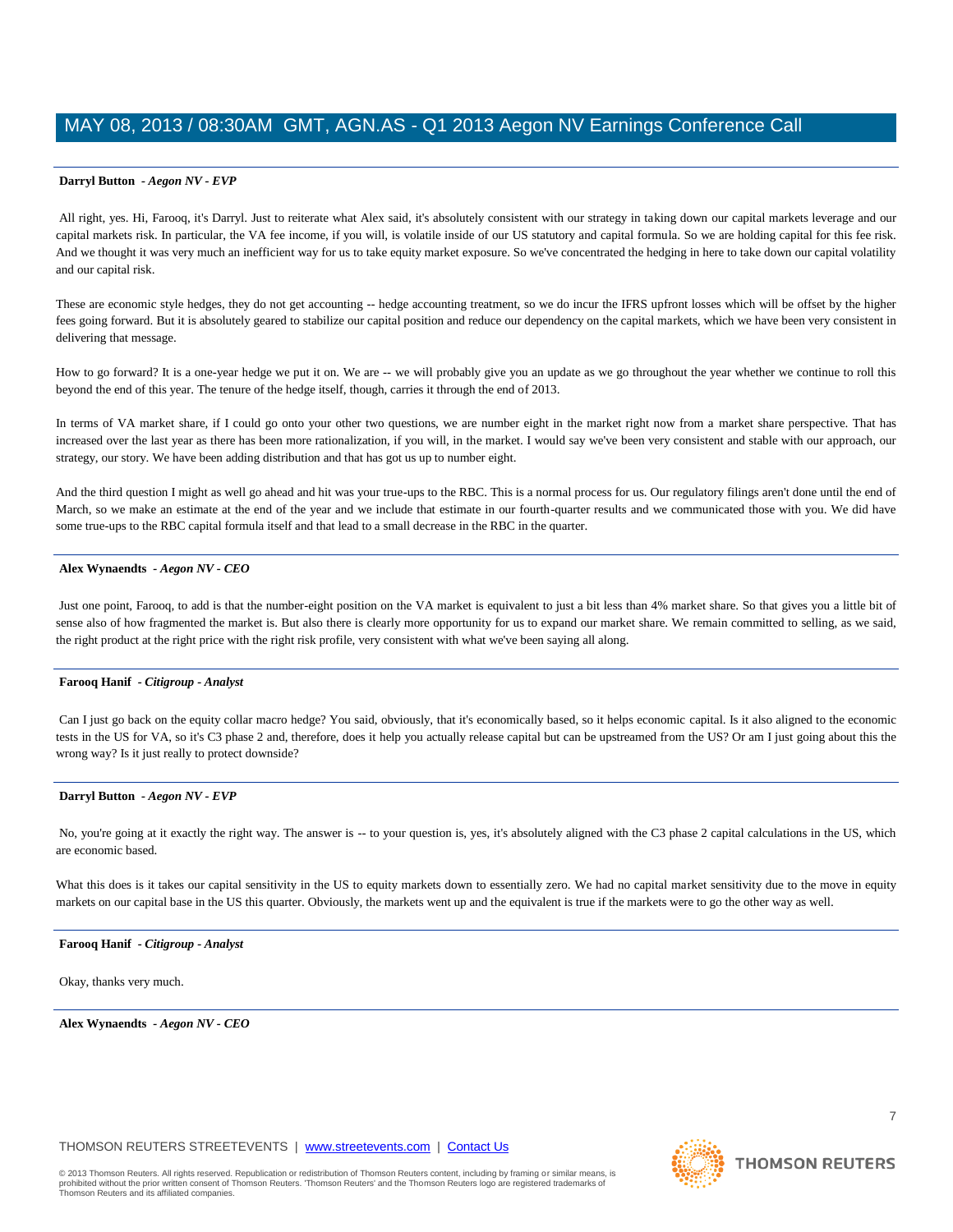**Darryl Button** *- Aegon NV - EVP*

All right, yes. Hi, Farooq, it's Darryl. Just to reiterate what Alex said, it's absolutely consistent with our strategy in taking down our capital markets leverage and our capital markets risk. In particular, the VA fee income, if you will, is volatile inside of our US statutory and capital formula. So we are holding capital for this fee risk. And we thought it was very much an inefficient way for us to take equity market exposure. So we've concentrated the hedging in here to take down our capital volatility and our capital risk.

These are economic style hedges, they do not get accounting -- hedge accounting treatment, so we do incur the IFRS upfront losses which will be offset by the higher fees going forward. But it is absolutely geared to stabilize our capital position and reduce our dependency on the capital markets, which we have been very consistent in delivering that message.

How to go forward? It is a one-year hedge we put it on. We are -- we will probably give you an update as we go throughout the year whether we continue to roll this beyond the end of this year. The tenure of the hedge itself, though, carries it through the end of 2013.

In terms of VA market share, if I could go onto your other two questions, we are number eight in the market right now from a market share perspective. That has increased over the last year as there has been more rationalization, if you will, in the market. I would say we've been very consistent and stable with our approach, our strategy, our story. We have been adding distribution and that has got us up to number eight.

And the third question I might as well go ahead and hit was your true-ups to the RBC. This is a normal process for us. Our regulatory filings aren't done until the end of March, so we make an estimate at the end of the year and we include that estimate in our fourth-quarter results and we communicated those with you. We did have some true-ups to the RBC capital formula itself and that lead to a small decrease in the RBC in the quarter.

---

**Alex Wynaendts** *- Aegon NV - CEO*

Just one point, Farooq, to add is that the number-eight position on the VA market is equivalent to just a bit less than 4% market share. So that gives you a little bit of sense also of how fragmented the market is. But also there is clearly more opportunity for us to expand our market share. We remain committed to selling, as we said, the right product at the right price with the right risk profile, very consistent with what we've been saying all along.

---

**Farooq Hanif** *- Citigroup - Analyst*

Can I just go back on the equity collar macro hedge? You said, obviously, that it's economically based, so it helps economic capital. Is it also aligned to the economic tests in the US for VA, so it's C3 phase 2 and, therefore, does it help you actually release capital but can be upstreamed from the US? Or am I just going about this the wrong way? Is it just really to protect downside?

---

**Darryl Button** *- Aegon NV - EVP*

No, you're going at it exactly the right way. The answer is -- to your question is, yes, it's absolutely aligned with the C3 phase 2 capital calculations in the US, which are economic based.

What this does is it takes our capital sensitivity in the US to equity markets down to essentially zero. We had no capital market sensitivity due to the move in equity markets on our capital base in the US this quarter. Obviously, the markets went up and the equivalent is true if the markets were to go the other way as well.

---

**Farooq Hanif** *- Citigroup - Analyst*

Okay, thanks very much.

---

**Alex Wynaendts** *- Aegon NV - CEO*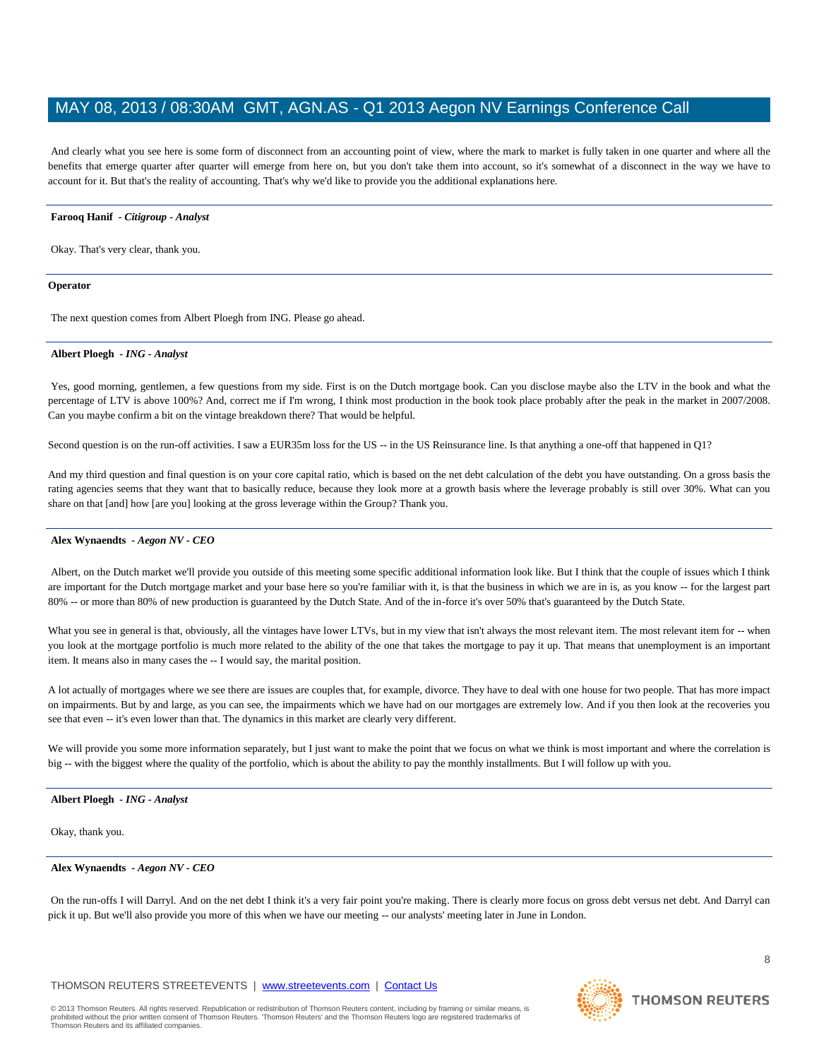And clearly what you see here is some form of disconnect from an accounting point of view, where the mark to market is fully taken in one quarter and where all the benefits that emerge quarter after quarter will emerge from here on, but you don't take them into account, so it's somewhat of a disconnect in the way we have to account for it. But that's the reality of accounting. That's why we'd like to provide you the additional explanations here.

---

**Farooq Hanif** *- Citigroup - Analyst*

Okay. That's very clear, thank you.

---

**Operator**

The next question comes from Albert Ploegh from ING. Please go ahead.

---

**Albert Ploegh** *- ING - Analyst*

Yes, good morning, gentlemen, a few questions from my side. First is on the Dutch mortgage book. Can you disclose maybe also the LTV in the book and what the percentage of LTV is above 100%? And, correct me if I'm wrong, I think most production in the book took place probably after the peak in the market in 2007/2008. Can you maybe confirm a bit on the vintage breakdown there? That would be helpful.

Second question is on the run-off activities. I saw a EUR35m loss for the US -- in the US Reinsurance line. Is that anything a one-off that happened in Q1?

And my third question and final question is on your core capital ratio, which is based on the net debt calculation of the debt you have outstanding. On a gross basis the rating agencies seems that they want that to basically reduce, because they look more at a growth basis where the leverage probably is still over 30%. What can you share on that [and] how [are you] looking at the gross leverage within the Group? Thank you.

---

**Alex Wynaendts** *- Aegon NV - CEO*

Albert, on the Dutch market we'll provide you outside of this meeting some specific additional information look like. But I think that the couple of issues which I think are important for the Dutch mortgage market and your base here so you're familiar with it, is that the business in which we are in is, as you know -- for the largest part 80% -- or more than 80% of new production is guaranteed by the Dutch State. And of the in-force it's over 50% that's guaranteed by the Dutch State.

What you see in general is that, obviously, all the vintages have lower LTVs, but in my view that isn't always the most relevant item. The most relevant item for -- when you look at the mortgage portfolio is much more related to the ability of the one that takes the mortgage to pay it up. That means that unemployment is an important item. It means also in many cases the -- I would say, the marital position.

A lot actually of mortgages where we see there are issues are couples that, for example, divorce. They have to deal with one house for two people. That has more impact on impairments. But by and large, as you can see, the impairments which we have had on our mortgages are extremely low. And if you then look at the recoveries you see that even -- it's even lower than that. The dynamics in this market are clearly very different.

We will provide you some more information separately, but I just want to make the point that we focus on what we think is most important and where the correlation is big -- with the biggest where the quality of the portfolio, which is about the ability to pay the monthly installments. But I will follow up with you.

---

**Albert Ploegh** *- ING - Analyst*

Okay, thank you.

---

**Alex Wynaendts** *- Aegon NV - CEO*

On the run-offs I will Darryl. And on the net debt I think it's a very fair point you're making. There is clearly more focus on gross debt versus net debt. And Darryl can pick it up. But we'll also provide you more of this when we have our meeting -- our analysts' meeting later in June in London.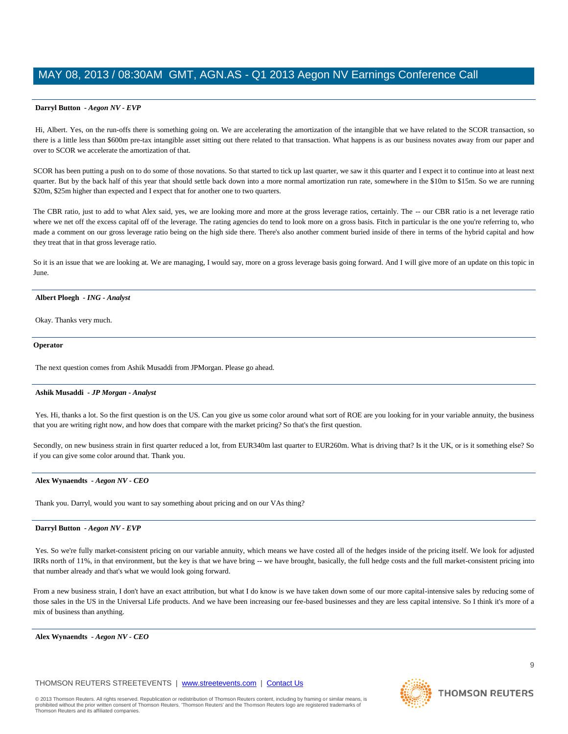**Darryl Button** *- Aegon NV - EVP*

Hi, Albert. Yes, on the run-offs there is something going on. We are accelerating the amortization of the intangible that we have related to the SCOR transaction, so there is a little less than $600m pre-tax intangible asset sitting out there related to that transaction. What happens is as our business novates away from our paper and over to SCOR we accelerate the amortization of that.

SCOR has been putting a push on to do some of those novations. So that started to tick up last quarter, we saw it this quarter and I expect it to continue into at least next quarter. But by the back half of this year that should settle back down into a more normal amortization run rate, somewhere in the $10m to $15m. So we are running $20m, $25m higher than expected and I expect that for another one to two quarters.

The CBR ratio, just to add to what Alex said, yes, we are looking more and more at the gross leverage ratios, certainly. The -- our CBR ratio is a net leverage ratio where we net off the excess capital off of the leverage. The rating agencies do tend to look more on a gross basis. Fitch in particular is the one you're referring to, who made a comment on our gross leverage ratio being on the high side there. There's also another comment buried inside of there in terms of the hybrid capital and how they treat that in that gross leverage ratio.

So it is an issue that we are looking at. We are managing, I would say, more on a gross leverage basis going forward. And I will give more of an update on this topic in June.

---

**Albert Ploegh** *- ING - Analyst*

Okay. Thanks very much.

---

**Operator**

The next question comes from Ashik Musaddi from JPMorgan. Please go ahead.

---

**Ashik Musaddi** *- JP Morgan - Analyst*

Yes. Hi, thanks a lot. So the first question is on the US. Can you give us some color around what sort of ROE are you looking for in your variable annuity, the business that you are writing right now, and how does that compare with the market pricing? So that's the first question.

Secondly, on new business strain in first quarter reduced a lot, from EUR340m last quarter to EUR260m. What is driving that? Is it the UK, or is it something else? So if you can give some color around that. Thank you.

---

**Alex Wynaendts** *- Aegon NV - CEO*

Thank you. Darryl, would you want to say something about pricing and on our VAs thing?

---

**Darryl Button** *- Aegon NV - EVP*

Yes. So we're fully market-consistent pricing on our variable annuity, which means we have costed all of the hedges inside of the pricing itself. We look for adjusted IRRs north of 11%, in that environment, but the key is that we have bring -- we have brought, basically, the full hedge costs and the full market-consistent pricing into that number already and that's what we would look going forward.

From a new business strain, I don't have an exact attribution, but what I do know is we have taken down some of our more capital-intensive sales by reducing some of those sales in the US in the Universal Life products. And we have been increasing our fee-based businesses and they are less capital intensive. So I think it's more of a mix of business than anything.

---

**Alex Wynaendts** *- Aegon NV - CEO*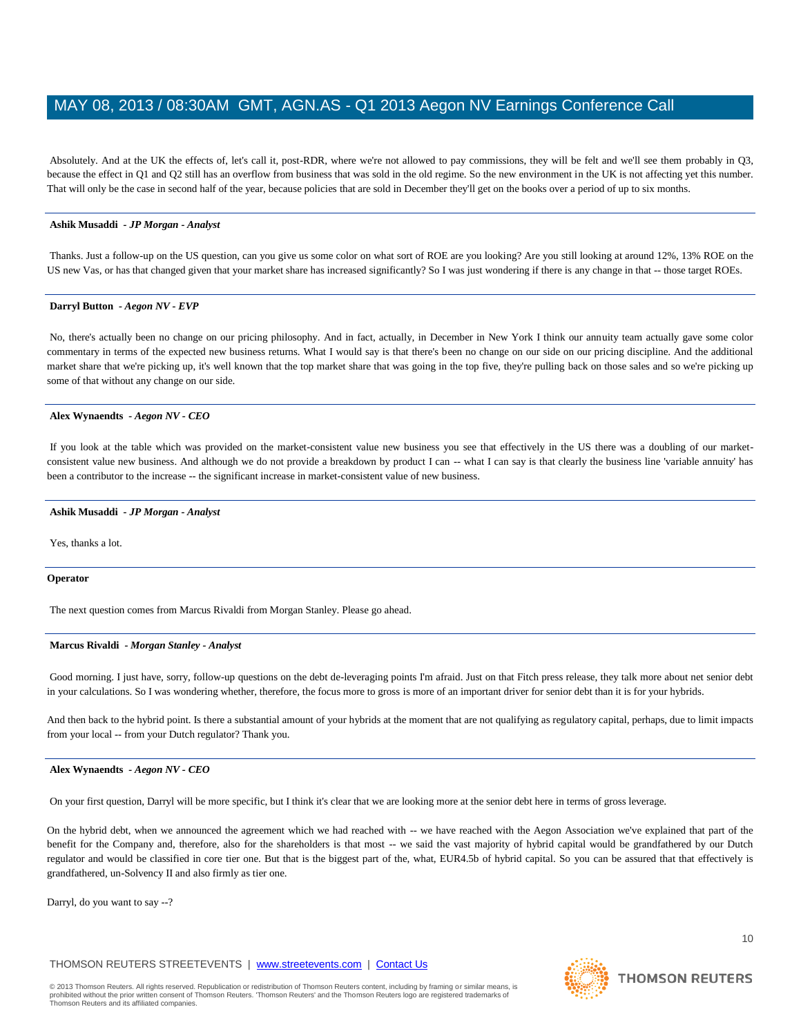Absolutely. And at the UK the effects of, let's call it, post-RDR, where we're not allowed to pay commissions, they will be felt and we'll see them probably in Q3, because the effect in Q1 and Q2 still has an overflow from business that was sold in the old regime. So the new environment in the UK is not affecting yet this number. That will only be the case in second half of the year, because policies that are sold in December they'll get on the books over a period of up to six months.

---

**Ashik Musaddi** *- JP Morgan - Analyst*

Thanks. Just a follow-up on the US question, can you give us some color on what sort of ROE are you looking? Are you still looking at around 12%, 13% ROE on the US new Vas, or has that changed given that your market share has increased significantly? So I was just wondering if there is any change in that -- those target ROEs.

---

**Darryl Button** *- Aegon NV - EVP*

No, there's actually been no change on our pricing philosophy. And in fact, actually, in December in New York I think our annuity team actually gave some color commentary in terms of the expected new business returns. What I would say is that there's been no change on our side on our pricing discipline. And the additional market share that we're picking up, it's well known that the top market share that was going in the top five, they're pulling back on those sales and so we're picking up some of that without any change on our side.

---

**Alex Wynaendts** *- Aegon NV - CEO*

If you look at the table which was provided on the market-consistent value new business you see that effectively in the US there was a doubling of our market-consistent value new business. And although we do not provide a breakdown by product I can -- what I can say is that clearly the business line 'variable annuity' has been a contributor to the increase -- the significant increase in market-consistent value of new business.

---

**Ashik Musaddi** *- JP Morgan - Analyst*

Yes, thanks a lot.

---

**Operator**

The next question comes from Marcus Rivaldi from Morgan Stanley. Please go ahead.

---

**Marcus Rivaldi** *- Morgan Stanley - Analyst*

Good morning. I just have, sorry, follow-up questions on the debt de-leveraging points I'm afraid. Just on that Fitch press release, they talk more about net senior debt in your calculations. So I was wondering whether, therefore, the focus more to gross is more of an important driver for senior debt than it is for your hybrids.

And then back to the hybrid point. Is there a substantial amount of your hybrids at the moment that are not qualifying as regulatory capital, perhaps, due to limit impacts from your local -- from your Dutch regulator? Thank you.

---

**Alex Wynaendts** *- Aegon NV - CEO*

On your first question, Darryl will be more specific, but I think it's clear that we are looking more at the senior debt here in terms of gross leverage.

On the hybrid debt, when we announced the agreement which we had reached with -- we have reached with the Aegon Association we've explained that part of the benefit for the Company and, therefore, also for the shareholders is that most -- we said the vast majority of hybrid capital would be grandfathered by our Dutch regulator and would be classified in core tier one. But that is the biggest part of the, what, EUR4.5b of hybrid capital. So you can be assured that that effectively is grandfathered, un-Solvency II and also firmly as tier one.

Darryl, do you want to say --?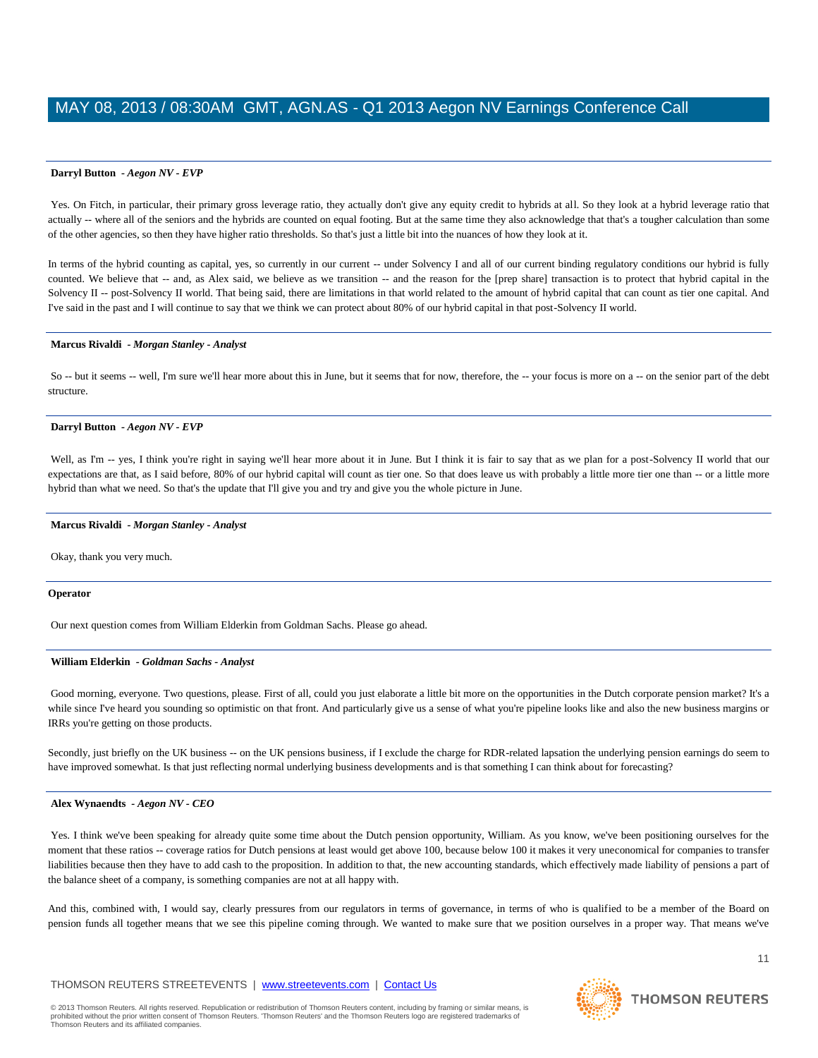**Darryl Button** *- Aegon NV - EVP*

Yes. On Fitch, in particular, their primary gross leverage ratio, they actually don't give any equity credit to hybrids at all. So they look at a hybrid leverage ratio that actually -- where all of the seniors and the hybrids are counted on equal footing. But at the same time they also acknowledge that that's a tougher calculation than some of the other agencies, so then they have higher ratio thresholds. So that's just a little bit into the nuances of how they look at it.

In terms of the hybrid counting as capital, yes, so currently in our current -- under Solvency I and all of our current binding regulatory conditions our hybrid is fully counted. We believe that -- and, as Alex said, we believe as we transition -- and the reason for the [prep share] transaction is to protect that hybrid capital in the Solvency II -- post-Solvency II world. That being said, there are limitations in that world related to the amount of hybrid capital that can count as tier one capital. And I've said in the past and I will continue to say that we think we can protect about 80% of our hybrid capital in that post-Solvency II world.

**Marcus Rivaldi** *- Morgan Stanley - Analyst*

So -- but it seems -- well, I'm sure we'll hear more about this in June, but it seems that for now, therefore, the -- your focus is more on a -- on the senior part of the debt structure.

**Darryl Button** *- Aegon NV - EVP*

Well, as I'm -- yes, I think you're right in saying we'll hear more about it in June. But I think it is fair to say that as we plan for a post-Solvency II world that our expectations are that, as I said before, 80% of our hybrid capital will count as tier one. So that does leave us with probably a little more tier one than -- or a little more hybrid than what we need. So that's the update that I'll give you and try and give you the whole picture in June.

**Marcus Rivaldi** *- Morgan Stanley - Analyst*

Okay, thank you very much.

**Operator**

Our next question comes from William Elderkin from Goldman Sachs. Please go ahead.

**William Elderkin** *- Goldman Sachs - Analyst*

Good morning, everyone. Two questions, please. First of all, could you just elaborate a little bit more on the opportunities in the Dutch corporate pension market? It's a while since I've heard you sounding so optimistic on that front. And particularly give us a sense of what you're pipeline looks like and also the new business margins or IRRs you're getting on those products.

Secondly, just briefly on the UK business -- on the UK pensions business, if I exclude the charge for RDR-related lapsation the underlying pension earnings do seem to have improved somewhat. Is that just reflecting normal underlying business developments and is that something I can think about for forecasting?

**Alex Wynaendts** *- Aegon NV - CEO*

Yes. I think we've been speaking for already quite some time about the Dutch pension opportunity, William. As you know, we've been positioning ourselves for the moment that these ratios -- coverage ratios for Dutch pensions at least would get above 100, because below 100 it makes it very uneconomical for companies to transfer liabilities because then they have to add cash to the proposition. In addition to that, the new accounting standards, which effectively made liability of pensions a part of the balance sheet of a company, is something companies are not at all happy with.

And this, combined with, I would say, clearly pressures from our regulators in terms of governance, in terms of who is qualified to be a member of the Board on pension funds all together means that we see this pipeline coming through. We wanted to make sure that we position ourselves in a proper way. That means we've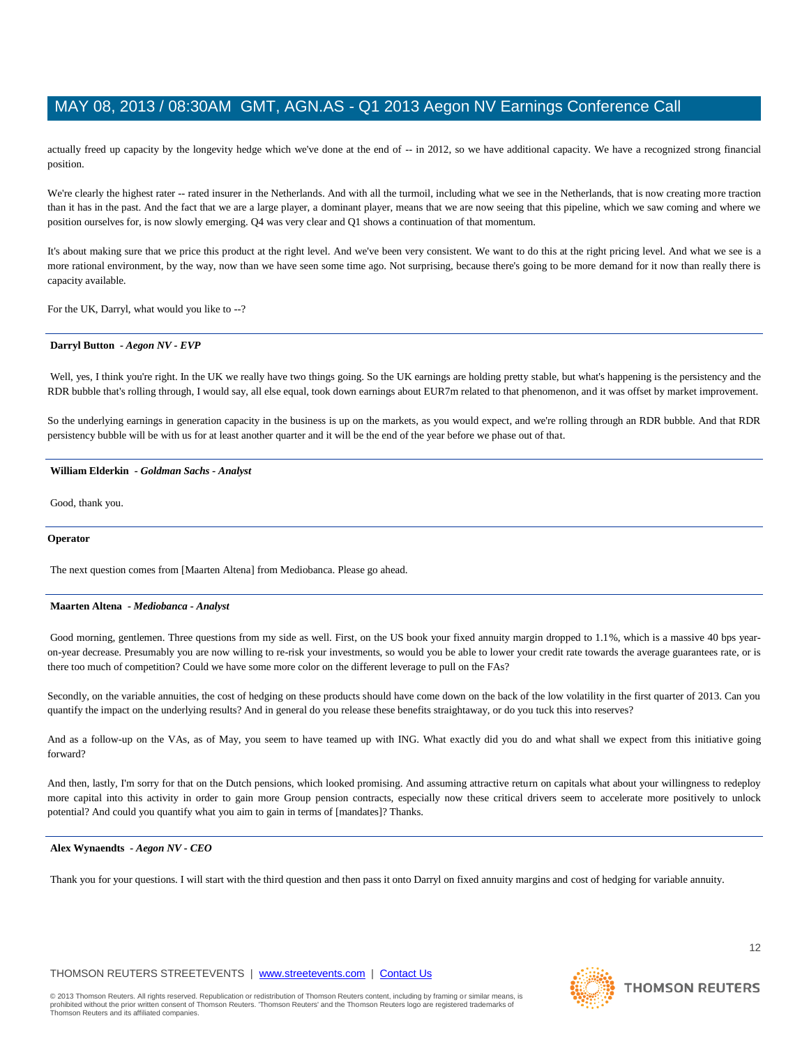actually freed up capacity by the longevity hedge which we've done at the end of -- in 2012, so we have additional capacity. We have a recognized strong financial position.

We're clearly the highest rater -- rated insurer in the Netherlands. And with all the turmoil, including what we see in the Netherlands, that is now creating more traction than it has in the past. And the fact that we are a large player, a dominant player, means that we are now seeing that this pipeline, which we saw coming and where we position ourselves for, is now slowly emerging. Q4 was very clear and Q1 shows a continuation of that momentum.

It's about making sure that we price this product at the right level. And we've been very consistent. We want to do this at the right pricing level. And what we see is a more rational environment, by the way, now than we have seen some time ago. Not surprising, because there's going to be more demand for it now than really there is capacity available.

For the UK, Darryl, what would you like to --?

---

**Darryl Button** *- Aegon NV - EVP*

Well, yes, I think you're right. In the UK we really have two things going. So the UK earnings are holding pretty stable, but what's happening is the persistency and the RDR bubble that's rolling through, I would say, all else equal, took down earnings about EUR7m related to that phenomenon, and it was offset by market improvement.

So the underlying earnings in generation capacity in the business is up on the markets, as you would expect, and we're rolling through an RDR bubble. And that RDR persistency bubble will be with us for at least another quarter and it will be the end of the year before we phase out of that.

---

**William Elderkin** *- Goldman Sachs - Analyst*

Good, thank you.

---

**Operator**

The next question comes from [Maarten Altena] from Mediobanca. Please go ahead.

---

**Maarten Altena** *- Mediobanca - Analyst*

Good morning, gentlemen. Three questions from my side as well. First, on the US book your fixed annuity margin dropped to 1.1%, which is a massive 40 bps year-on-year decrease. Presumably you are now willing to re-risk your investments, so would you be able to lower your credit rate towards the average guarantees rate, or is there too much of competition? Could we have some more color on the different leverage to pull on the FAs?

Secondly, on the variable annuities, the cost of hedging on these products should have come down on the back of the low volatility in the first quarter of 2013. Can you quantify the impact on the underlying results? And in general do you release these benefits straightaway, or do you tuck this into reserves?

And as a follow-up on the VAs, as of May, you seem to have teamed up with ING. What exactly did you do and what shall we expect from this initiative going forward?

And then, lastly, I'm sorry for that on the Dutch pensions, which looked promising. And assuming attractive return on capitals what about your willingness to redeploy more capital into this activity in order to gain more Group pension contracts, especially now these critical drivers seem to accelerate more positively to unlock potential? And could you quantify what you aim to gain in terms of [mandates]? Thanks.

---

**Alex Wynaendts** *- Aegon NV - CEO*

Thank you for your questions. I will start with the third question and then pass it onto Darryl on fixed annuity margins and cost of hedging for variable annuity.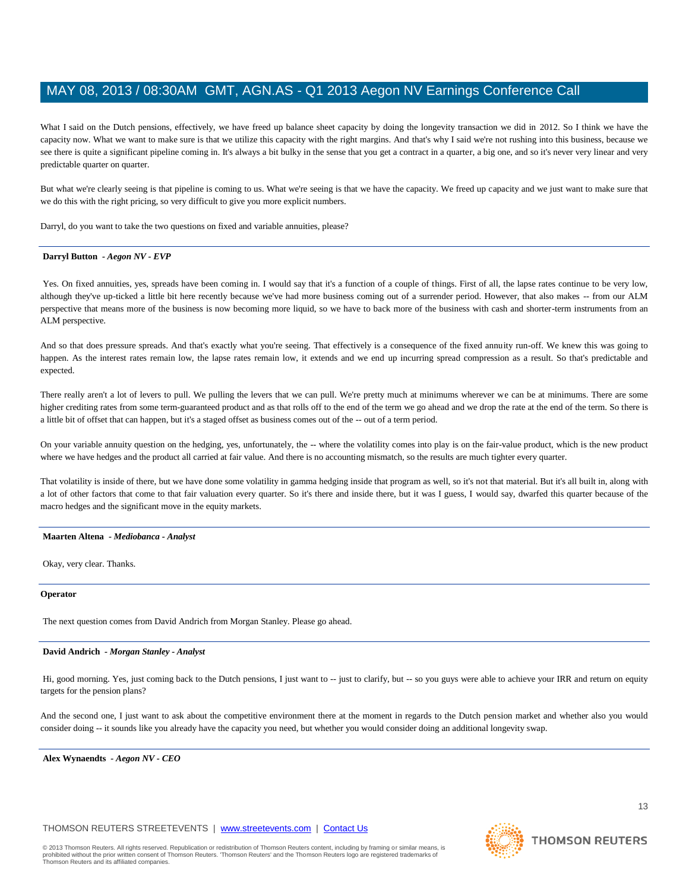What I said on the Dutch pensions, effectively, we have freed up balance sheet capacity by doing the longevity transaction we did in 2012. So I think we have the capacity now. What we want to make sure is that we utilize this capacity with the right margins. And that's why I said we're not rushing into this business, because we see there is quite a significant pipeline coming in. It's always a bit bulky in the sense that you get a contract in a quarter, a big one, and so it's never very linear and very predictable quarter on quarter.

But what we're clearly seeing is that pipeline is coming to us. What we're seeing is that we have the capacity. We freed up capacity and we just want to make sure that we do this with the right pricing, so very difficult to give you more explicit numbers.

Darryl, do you want to take the two questions on fixed and variable annuities, please?

---

**Darryl Button** - *Aegon NV - EVP*

Yes. On fixed annuities, yes, spreads have been coming in. I would say that it's a function of a couple of things. First of all, the lapse rates continue to be very low, although they've up-ticked a little bit here recently because we've had more business coming out of a surrender period. However, that also makes -- from our ALM perspective that means more of the business is now becoming more liquid, so we have to back more of the business with cash and shorter-term instruments from an ALM perspective.

And so that does pressure spreads. And that's exactly what you're seeing. That effectively is a consequence of the fixed annuity run-off. We knew this was going to happen. As the interest rates remain low, the lapse rates remain low, it extends and we end up incurring spread compression as a result. So that's predictable and expected.

There really aren't a lot of levers to pull. We pulling the levers that we can pull. We're pretty much at minimums wherever we can be at minimums. There are some higher crediting rates from some term-guaranteed product and as that rolls off to the end of the term we go ahead and we drop the rate at the end of the term. So there is a little bit of offset that can happen, but it's a staged offset as business comes out of the -- out of a term period.

On your variable annuity question on the hedging, yes, unfortunately, the -- where the volatility comes into play is on the fair-value product, which is the new product where we have hedges and the product all carried at fair value. And there is no accounting mismatch, so the results are much tighter every quarter.

That volatility is inside of there, but we have done some volatility in gamma hedging inside that program as well, so it's not that material. But it's all built in, along with a lot of other factors that come to that fair valuation every quarter. So it's there and inside there, but it was I guess, I would say, dwarfed this quarter because of the macro hedges and the significant move in the equity markets.

---

**Maarten Altena** - *Mediobanca - Analyst*

Okay, very clear. Thanks.

---

**Operator**

The next question comes from David Andrich from Morgan Stanley. Please go ahead.

---

**David Andrich** - *Morgan Stanley - Analyst*

Hi, good morning. Yes, just coming back to the Dutch pensions, I just want to -- just to clarify, but -- so you guys were able to achieve your IRR and return on equity targets for the pension plans?

And the second one, I just want to ask about the competitive environment there at the moment in regards to the Dutch pension market and whether also you would consider doing -- it sounds like you already have the capacity you need, but whether you would consider doing an additional longevity swap.

---

**Alex Wynaendts** - *Aegon NV - CEO*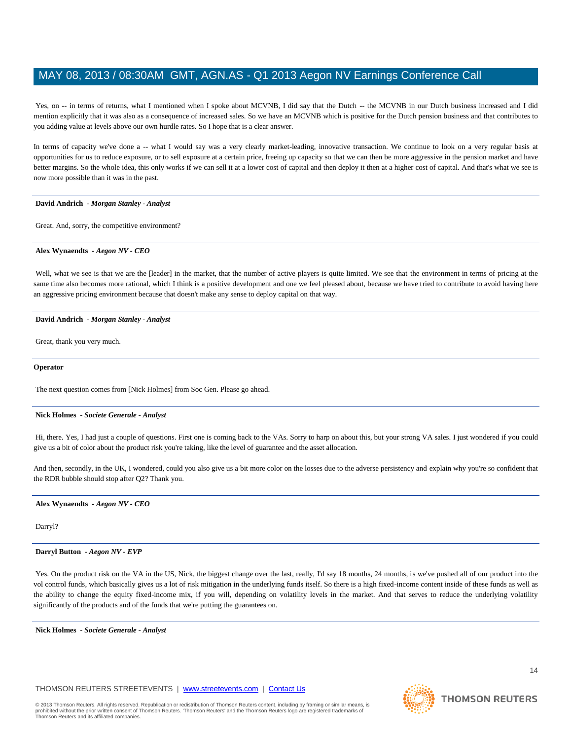Yes, on -- in terms of returns, what I mentioned when I spoke about MCVNB, I did say that the Dutch -- the MCVNB in our Dutch business increased and I did mention explicitly that it was also as a consequence of increased sales. So we have an MCVNB which is positive for the Dutch pension business and that contributes to you adding value at levels above our own hurdle rates. So I hope that is a clear answer.

In terms of capacity we've done a -- what I would say was a very clearly market-leading, innovative transaction. We continue to look on a very regular basis at opportunities for us to reduce exposure, or to sell exposure at a certain price, freeing up capacity so that we can then be more aggressive in the pension market and have better margins. So the whole idea, this only works if we can sell it at a lower cost of capital and then deploy it then at a higher cost of capital. And that's what we see is now more possible than it was in the past.

---

**David Andrich** *- Morgan Stanley - Analyst*

Great. And, sorry, the competitive environment?

---

**Alex Wynaendts** *- Aegon NV - CEO*

Well, what we see is that we are the [leader] in the market, that the number of active players is quite limited. We see that the environment in terms of pricing at the same time also becomes more rational, which I think is a positive development and one we feel pleased about, because we have tried to contribute to avoid having here an aggressive pricing environment because that doesn't make any sense to deploy capital on that way.

---

**David Andrich** *- Morgan Stanley - Analyst*

Great, thank you very much.

---

**Operator**

The next question comes from [Nick Holmes] from Soc Gen. Please go ahead.

---

**Nick Holmes** *- Societe Generale - Analyst*

Hi, there. Yes, I had just a couple of questions. First one is coming back to the VAs. Sorry to harp on about this, but your strong VA sales. I just wondered if you could give us a bit of color about the product risk you're taking, like the level of guarantee and the asset allocation.

And then, secondly, in the UK, I wondered, could you also give us a bit more color on the losses due to the adverse persistency and explain why you're so confident that the RDR bubble should stop after Q2? Thank you.

---

**Alex Wynaendts** *- Aegon NV - CEO*

Darryl?

---

**Darryl Button** *- Aegon NV - EVP*

Yes. On the product risk on the VA in the US, Nick, the biggest change over the last, really, I'd say 18 months, 24 months, is we've pushed all of our product into the vol control funds, which basically gives us a lot of risk mitigation in the underlying funds itself. So there is a high fixed-income content inside of these funds as well as the ability to change the equity fixed-income mix, if you will, depending on volatility levels in the market. And that serves to reduce the underlying volatility significantly of the products and of the funds that we're putting the guarantees on.

---

**Nick Holmes** *- Societe Generale - Analyst*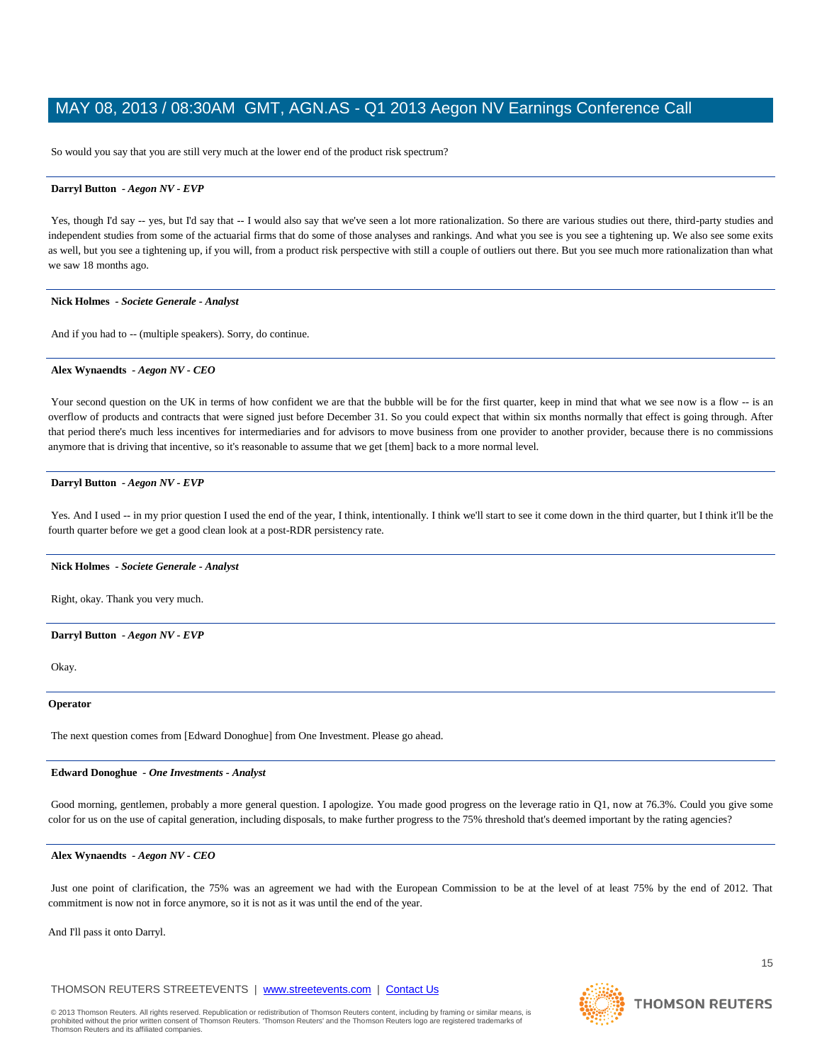So would you say that you are still very much at the lower end of the product risk spectrum?

---

**Darryl Button** *- Aegon NV - EVP*

Yes, though I'd say -- yes, but I'd say that -- I would also say that we've seen a lot more rationalization. So there are various studies out there, third-party studies and independent studies from some of the actuarial firms that do some of those analyses and rankings. And what you see is you see a tightening up. We also see some exits as well, but you see a tightening up, if you will, from a product risk perspective with still a couple of outliers out there. But you see much more rationalization than what we saw 18 months ago.

---

**Nick Holmes** *- Societe Generale - Analyst*

And if you had to -- (multiple speakers). Sorry, do continue.

---

**Alex Wynaendts** *- Aegon NV - CEO*

Your second question on the UK in terms of how confident we are that the bubble will be for the first quarter, keep in mind that what we see now is a flow -- is an overflow of products and contracts that were signed just before December 31. So you could expect that within six months normally that effect is going through. After that period there's much less incentives for intermediaries and for advisors to move business from one provider to another provider, because there is no commissions anymore that is driving that incentive, so it's reasonable to assume that we get [them] back to a more normal level.

---

**Darryl Button** *- Aegon NV - EVP*

Yes. And I used -- in my prior question I used the end of the year, I think, intentionally. I think we'll start to see it come down in the third quarter, but I think it'll be the fourth quarter before we get a good clean look at a post-RDR persistency rate.

---

**Nick Holmes** *- Societe Generale - Analyst*

Right, okay. Thank you very much.

---

**Darryl Button** *- Aegon NV - EVP*

Okay.

---

**Operator**

The next question comes from [Edward Donoghue] from One Investment. Please go ahead.

---

**Edward Donoghue** *- One Investments - Analyst*

Good morning, gentlemen, probably a more general question. I apologize. You made good progress on the leverage ratio in Q1, now at 76.3%. Could you give some color for us on the use of capital generation, including disposals, to make further progress to the 75% threshold that's deemed important by the rating agencies?

---

**Alex Wynaendts** *- Aegon NV - CEO*

Just one point of clarification, the 75% was an agreement we had with the European Commission to be at the level of at least 75% by the end of 2012. That commitment is now not in force anymore, so it is not as it was until the end of the year.

And I'll pass it onto Darryl.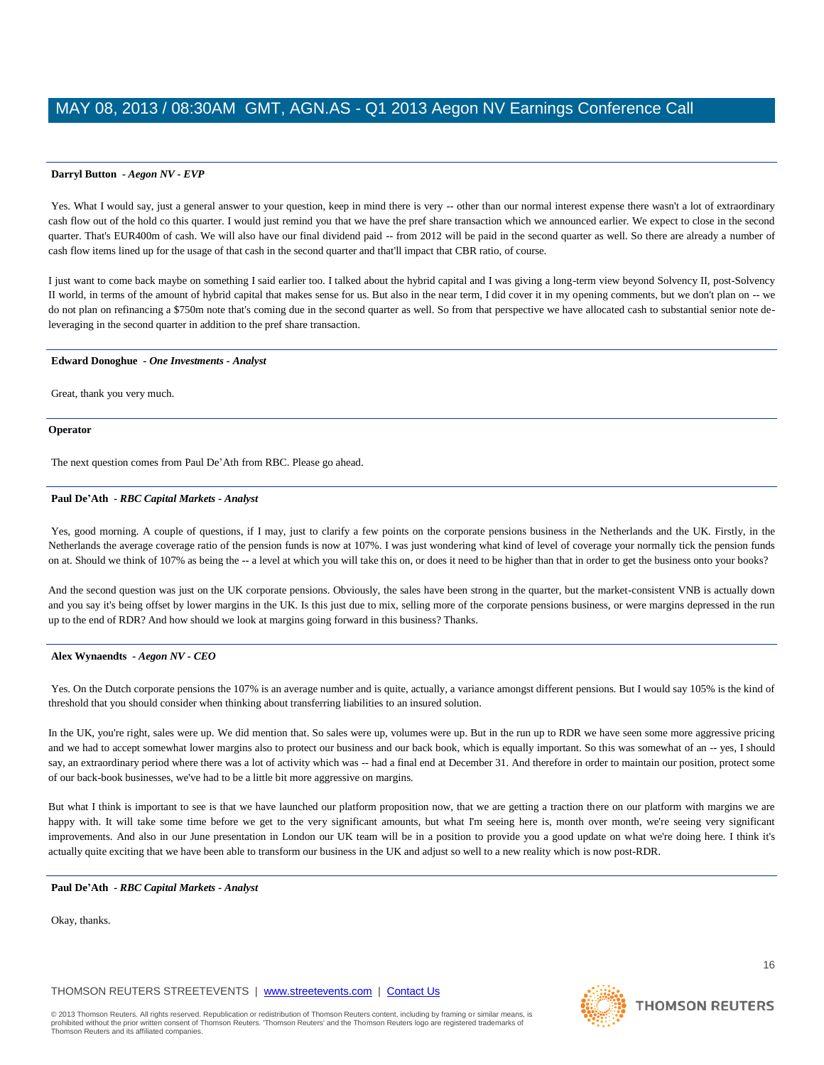**Darryl Button** *- Aegon NV - EVP*

Yes. What I would say, just a general answer to your question, keep in mind there is very -- other than our normal interest expense there wasn't a lot of extraordinary cash flow out of the hold co this quarter. I would just remind you that we have the pref share transaction which we announced earlier. We expect to close in the second quarter. That's EUR400m of cash. We will also have our final dividend paid -- from 2012 will be paid in the second quarter as well. So there are already a number of cash flow items lined up for the usage of that cash in the second quarter and that'll impact that CBR ratio, of course.

I just want to come back maybe on something I said earlier too. I talked about the hybrid capital and I was giving a long-term view beyond Solvency II, post-Solvency II world, in terms of the amount of hybrid capital that makes sense for us. But also in the near term, I did cover it in my opening comments, but we don't plan on -- we do not plan on refinancing a $750m note that's coming due in the second quarter as well. So from that perspective we have allocated cash to substantial senior note de-leveraging in the second quarter in addition to the pref share transaction.

**Edward Donoghue** *- One Investments - Analyst*

Great, thank you very much.

**Operator**

The next question comes from Paul De'Ath from RBC. Please go ahead.

**Paul De'Ath** *- RBC Capital Markets - Analyst*

Yes, good morning. A couple of questions, if I may, just to clarify a few points on the corporate pensions business in the Netherlands and the UK. Firstly, in the Netherlands the average coverage ratio of the pension funds is now at 107%. I was just wondering what kind of level of coverage your normally tick the pension funds on at. Should we think of 107% as being the -- a level at which you will take this on, or does it need to be higher than that in order to get the business onto your books?

And the second question was just on the UK corporate pensions. Obviously, the sales have been strong in the quarter, but the market-consistent VNB is actually down and you say it's being offset by lower margins in the UK. Is this just due to mix, selling more of the corporate pensions business, or were margins depressed in the run up to the end of RDR? And how should we look at margins going forward in this business? Thanks.

**Alex Wynaendts** *- Aegon NV - CEO*

Yes. On the Dutch corporate pensions the 107% is an average number and is quite, actually, a variance amongst different pensions. But I would say 105% is the kind of threshold that you should consider when thinking about transferring liabilities to an insured solution.

In the UK, you're right, sales were up. We did mention that. So sales were up, volumes were up. But in the run up to RDR we have seen some more aggressive pricing and we had to accept somewhat lower margins also to protect our business and our back book, which is equally important. So this was somewhat of an -- yes, I should say, an extraordinary period where there was a lot of activity which was -- had a final end at December 31. And therefore in order to maintain our position, protect some of our back-book businesses, we've had to be a little bit more aggressive on margins.

But what I think is important to see is that we have launched our platform proposition now, that we are getting a traction there on our platform with margins we are happy with. It will take some time before we get to the very significant amounts, but what I'm seeing here is, month over month, we're seeing very significant improvements. And also in our June presentation in London our UK team will be in a position to provide you a good update on what we're doing here. I think it's actually quite exciting that we have been able to transform our business in the UK and adjust so well to a new reality which is now post-RDR.

**Paul De'Ath** *- RBC Capital Markets - Analyst*

Okay, thanks.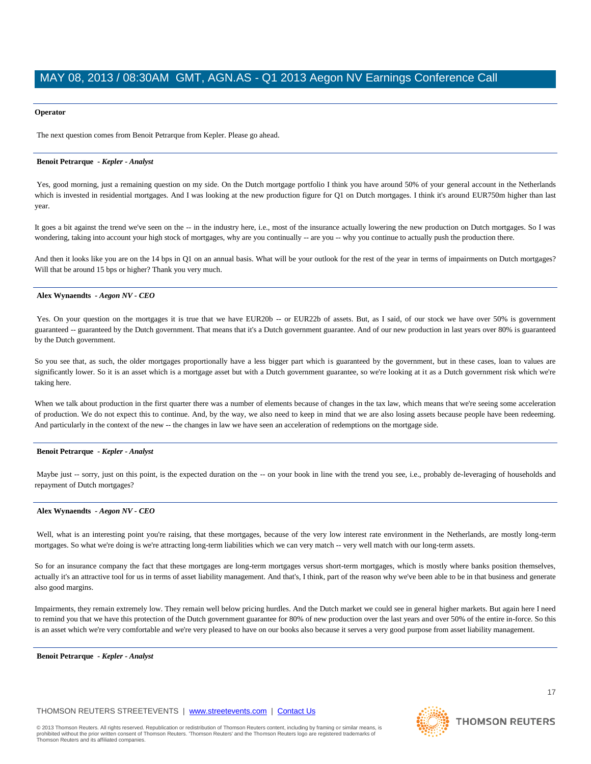**Operator**

The next question comes from Benoit Petrarque from Kepler. Please go ahead.

---

**Benoit Petrarque** - *Kepler - Analyst*

Yes, good morning, just a remaining question on my side. On the Dutch mortgage portfolio I think you have around 50% of your general account in the Netherlands which is invested in residential mortgages. And I was looking at the new production figure for Q1 on Dutch mortgages. I think it's around EUR750m higher than last year.

It goes a bit against the trend we've seen on the -- in the industry here, i.e., most of the insurance actually lowering the new production on Dutch mortgages. So I was wondering, taking into account your high stock of mortgages, why are you continually -- are you -- why you continue to actually push the production there.

And then it looks like you are on the 14 bps in Q1 on an annual basis. What will be your outlook for the rest of the year in terms of impairments on Dutch mortgages? Will that be around 15 bps or higher? Thank you very much.

---

**Alex Wynaendts** - *Aegon NV - CEO*

Yes. On your question on the mortgages it is true that we have EUR20b -- or EUR22b of assets. But, as I said, of our stock we have over 50% is government guaranteed -- guaranteed by the Dutch government. That means that it's a Dutch government guarantee. And of our new production in last years over 80% is guaranteed by the Dutch government.

So you see that, as such, the older mortgages proportionally have a less bigger part which is guaranteed by the government, but in these cases, loan to values are significantly lower. So it is an asset which is a mortgage asset but with a Dutch government guarantee, so we're looking at it as a Dutch government risk which we're taking here.

When we talk about production in the first quarter there was a number of elements because of changes in the tax law, which means that we're seeing some acceleration of production. We do not expect this to continue. And, by the way, we also need to keep in mind that we are also losing assets because people have been redeeming. And particularly in the context of the new -- the changes in law we have seen an acceleration of redemptions on the mortgage side.

---

**Benoit Petrarque** - *Kepler - Analyst*

Maybe just -- sorry, just on this point, is the expected duration on the -- on your book in line with the trend you see, i.e., probably de-leveraging of households and repayment of Dutch mortgages?

---

**Alex Wynaendts** - *Aegon NV - CEO*

Well, what is an interesting point you're raising, that these mortgages, because of the very low interest rate environment in the Netherlands, are mostly long-term mortgages. So what we're doing is we're attracting long-term liabilities which we can very match -- very well match with our long-term assets.

So for an insurance company the fact that these mortgages are long-term mortgages versus short-term mortgages, which is mostly where banks position themselves, actually it's an attractive tool for us in terms of asset liability management. And that's, I think, part of the reason why we've been able to be in that business and generate also good margins.

Impairments, they remain extremely low. They remain well below pricing hurdles. And the Dutch market we could see in general higher markets. But again here I need to remind you that we have this protection of the Dutch government guarantee for 80% of new production over the last years and over 50% of the entire in-force. So this is an asset which we're very comfortable and we're very pleased to have on our books also because it serves a very good purpose from asset liability management.

---

**Benoit Petrarque** - *Kepler - Analyst*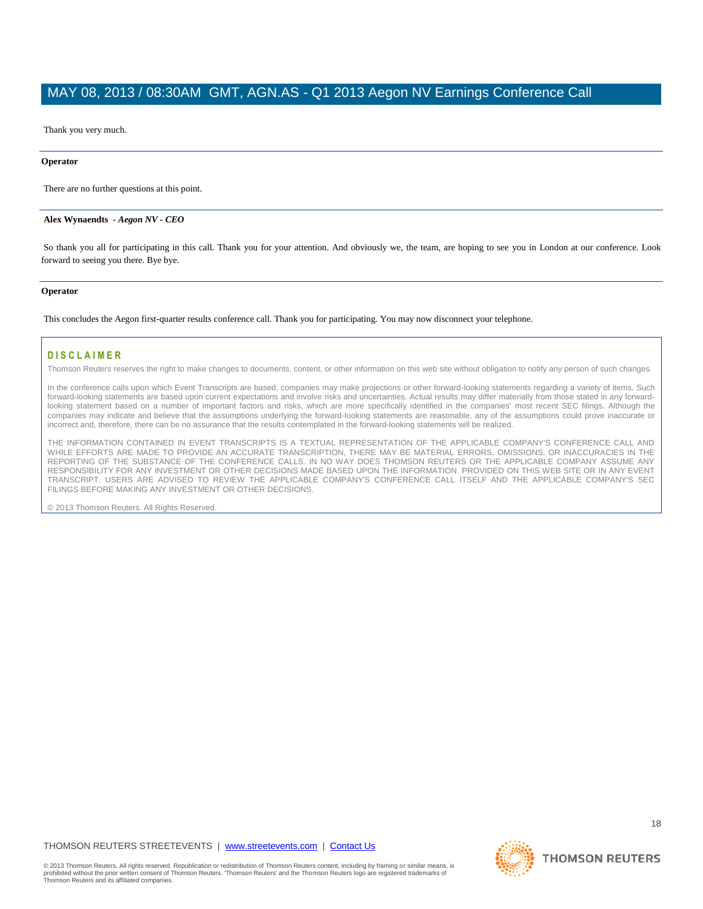Thank you very much.

---

**Operator**

There are no further questions at this point.

---

**Alex Wynaendts** - ***Aegon NV - CEO***

So thank you all for participating in this call. Thank you for your attention. And obviously we, the team, are hoping to see you in London at our conference. Look forward to seeing you there. Bye bye.

---

**Operator**

This concludes the Aegon first-quarter results conference call. Thank you for participating. You may now disconnect your telephone.

---

### DISCLAIMER

Thomson Reuters reserves the right to make changes to documents, content, or other information on this web site without obligation to notify any person of such changes.

In the conference calls upon which Event Transcripts are based, companies may make projections or other forward-looking statements regarding a variety of items. Such forward-looking statements are based upon current expectations and involve risks and uncertainties. Actual results may differ materially from those stated in any forward-looking statement based on a number of important factors and risks, which are more specifically identified in the companies' most recent SEC filings. Although the companies may indicate and believe that the assumptions underlying the forward-looking statements are reasonable, any of the assumptions could prove inaccurate or incorrect and, therefore, there can be no assurance that the results contemplated in the forward-looking statements will be realized.

THE INFORMATION CONTAINED IN EVENT TRANSCRIPTS IS A TEXTUAL REPRESENTATION OF THE APPLICABLE COMPANY'S CONFERENCE CALL AND WHILE EFFORTS ARE MADE TO PROVIDE AN ACCURATE TRANSCRIPTION, THERE MAY BE MATERIAL ERRORS, OMISSIONS, OR INACCURACIES IN THE REPORTING OF THE SUBSTANCE OF THE CONFERENCE CALLS. IN NO WAY DOES THOMSON REUTERS OR THE APPLICABLE COMPANY ASSUME ANY RESPONSIBILITY FOR ANY INVESTMENT OR OTHER DECISIONS MADE BASED UPON THE INFORMATION PROVIDED ON THIS WEB SITE OR IN ANY EVENT TRANSCRIPT. USERS ARE ADVISED TO REVIEW THE APPLICABLE COMPANY'S CONFERENCE CALL ITSELF AND THE APPLICABLE COMPANY'S SEC FILINGS BEFORE MAKING ANY INVESTMENT OR OTHER DECISIONS.

© 2013 Thomson Reuters. All Rights Reserved.